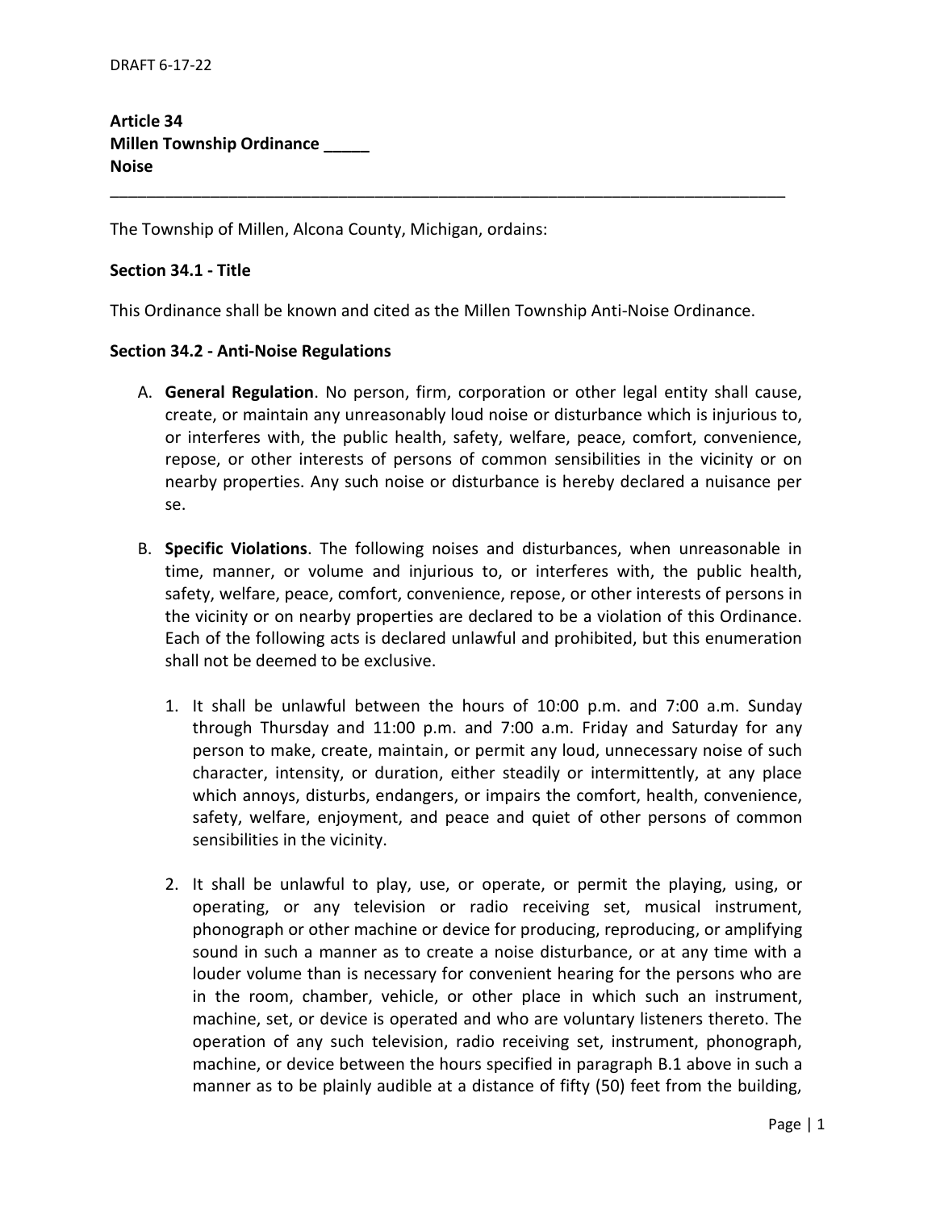DRAFT 6-17-22

**Article 34**
**Millen Township Ordinance _____**
**Noise**

---

The Township of Millen, Alcona County, Michigan, ordains:

**Section 34.1 - Title**

This Ordinance shall be known and cited as the Millen Township Anti-Noise Ordinance.

**Section 34.2 - Anti-Noise Regulations**

A. **General Regulation**. No person, firm, corporation or other legal entity shall cause, create, or maintain any unreasonably loud noise or disturbance which is injurious to, or interferes with, the public health, safety, welfare, peace, comfort, convenience, repose, or other interests of persons of common sensibilities in the vicinity or on nearby properties. Any such noise or disturbance is hereby declared a nuisance per se.

B. **Specific Violations**. The following noises and disturbances, when unreasonable in time, manner, or volume and injurious to, or interferes with, the public health, safety, welfare, peace, comfort, convenience, repose, or other interests of persons in the vicinity or on nearby properties are declared to be a violation of this Ordinance. Each of the following acts is declared unlawful and prohibited, but this enumeration shall not be deemed to be exclusive.

   1. It shall be unlawful between the hours of 10:00 p.m. and 7:00 a.m. Sunday through Thursday and 11:00 p.m. and 7:00 a.m. Friday and Saturday for any person to make, create, maintain, or permit any loud, unnecessary noise of such character, intensity, or duration, either steadily or intermittently, at any place which annoys, disturbs, endangers, or impairs the comfort, health, convenience, safety, welfare, enjoyment, and peace and quiet of other persons of common sensibilities in the vicinity.

   2. It shall be unlawful to play, use, or operate, or permit the playing, using, or operating, or any television or radio receiving set, musical instrument, phonograph or other machine or device for producing, reproducing, or amplifying sound in such a manner as to create a noise disturbance, or at any time with a louder volume than is necessary for convenient hearing for the persons who are in the room, chamber, vehicle, or other place in which such an instrument, machine, set, or device is operated and who are voluntary listeners thereto. The operation of any such television, radio receiving set, instrument, phonograph, machine, or device between the hours specified in paragraph B.1 above in such a manner as to be plainly audible at a distance of fifty (50) feet from the building,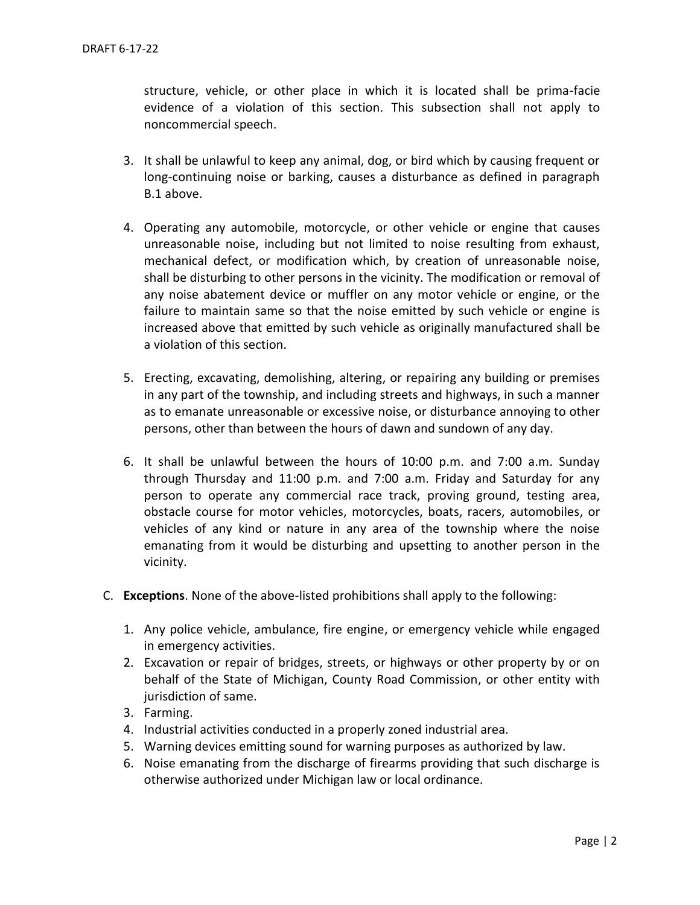structure, vehicle, or other place in which it is located shall be prima-facie evidence of a violation of this section. This subsection shall not apply to noncommercial speech.

3. It shall be unlawful to keep any animal, dog, or bird which by causing frequent or long-continuing noise or barking, causes a disturbance as defined in paragraph B.1 above.

4. Operating any automobile, motorcycle, or other vehicle or engine that causes unreasonable noise, including but not limited to noise resulting from exhaust, mechanical defect, or modification which, by creation of unreasonable noise, shall be disturbing to other persons in the vicinity. The modification or removal of any noise abatement device or muffler on any motor vehicle or engine, or the failure to maintain same so that the noise emitted by such vehicle or engine is increased above that emitted by such vehicle as originally manufactured shall be a violation of this section.

5. Erecting, excavating, demolishing, altering, or repairing any building or premises in any part of the township, and including streets and highways, in such a manner as to emanate unreasonable or excessive noise, or disturbance annoying to other persons, other than between the hours of dawn and sundown of any day.

6. It shall be unlawful between the hours of 10:00 p.m. and 7:00 a.m. Sunday through Thursday and 11:00 p.m. and 7:00 a.m. Friday and Saturday for any person to operate any commercial race track, proving ground, testing area, obstacle course for motor vehicles, motorcycles, boats, racers, automobiles, or vehicles of any kind or nature in any area of the township where the noise emanating from it would be disturbing and upsetting to another person in the vicinity.

C. **Exceptions**. None of the above-listed prohibitions shall apply to the following:

1. Any police vehicle, ambulance, fire engine, or emergency vehicle while engaged in emergency activities.
2. Excavation or repair of bridges, streets, or highways or other property by or on behalf of the State of Michigan, County Road Commission, or other entity with jurisdiction of same.
3. Farming.
4. Industrial activities conducted in a properly zoned industrial area.
5. Warning devices emitting sound for warning purposes as authorized by law.
6. Noise emanating from the discharge of firearms providing that such discharge is otherwise authorized under Michigan law or local ordinance.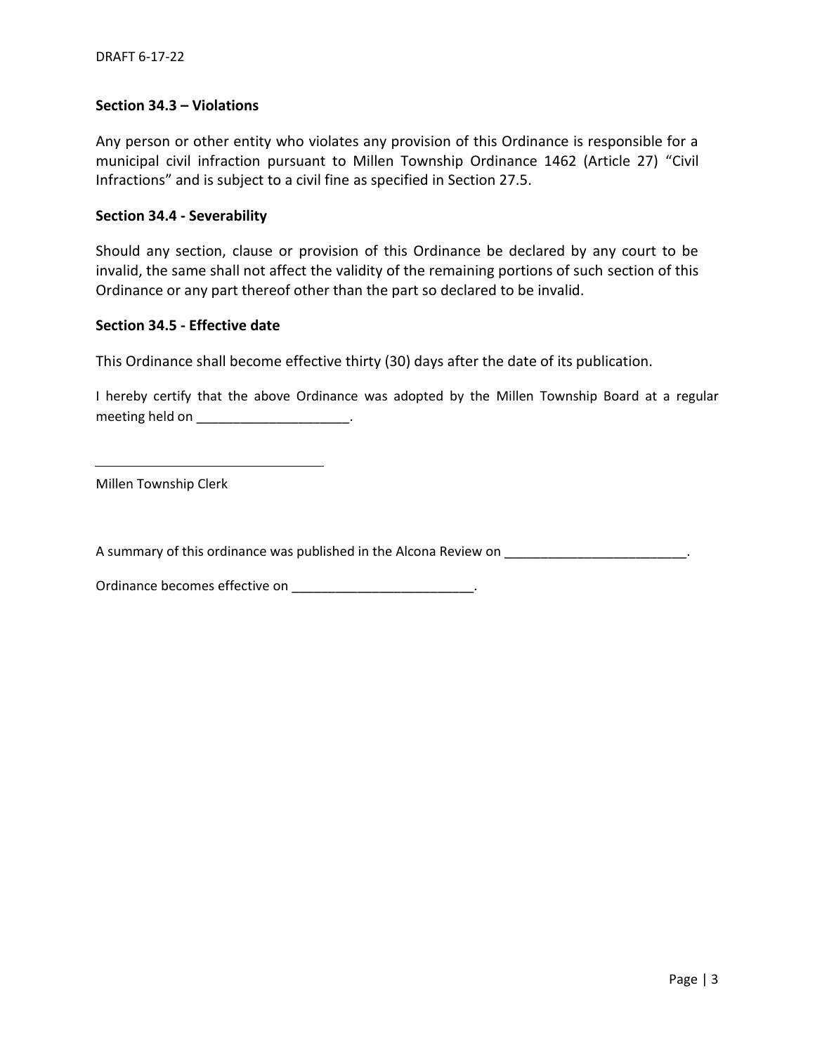### Section 34.3 – Violations

Any person or other entity who violates any provision of this Ordinance is responsible for a municipal civil infraction pursuant to Millen Township Ordinance 1462 (Article 27) “Civil Infractions” and is subject to a civil fine as specified in Section 27.5.

### Section 34.4 - Severability

Should any section, clause or provision of this Ordinance be declared by any court to be invalid, the same shall not affect the validity of the remaining portions of such section of this Ordinance or any part thereof other than the part so declared to be invalid.

### Section 34.5 - Effective date

This Ordinance shall become effective thirty (30) days after the date of its publication.

I hereby certify that the above Ordinance was adopted by the Millen Township Board at a regular meeting held on ____________________.

________________________________

Millen Township Clerk

A summary of this ordinance was published in the Alcona Review on ________________________.

Ordinance becomes effective on ________________________.